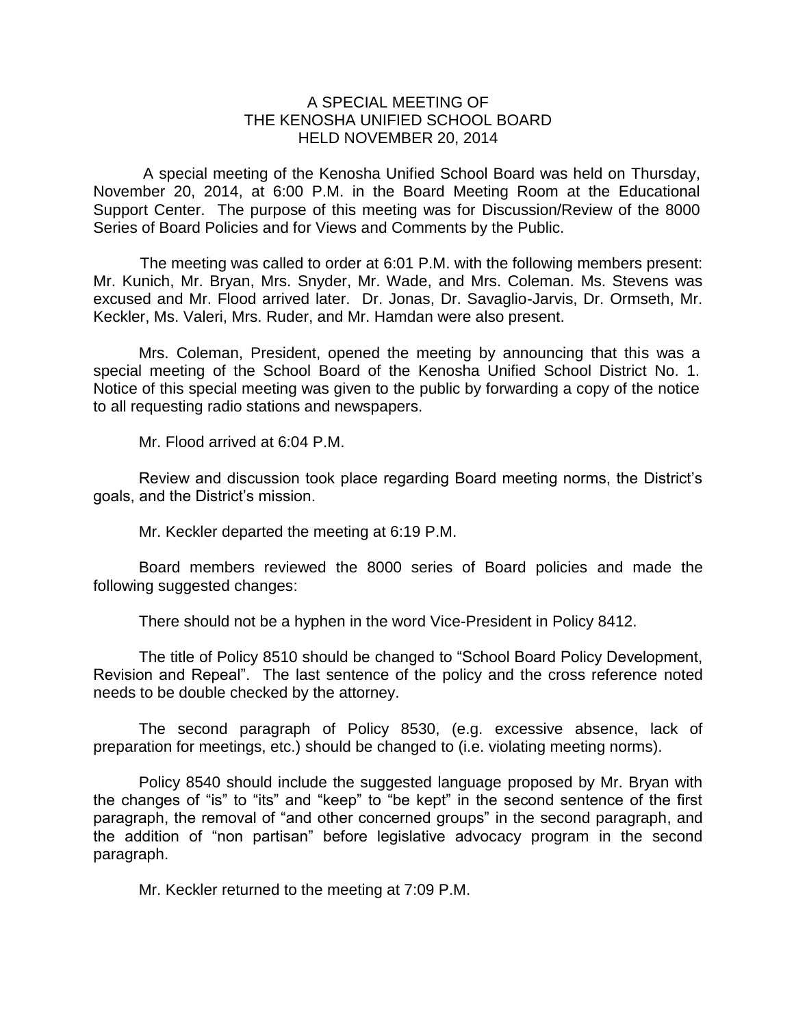# A SPECIAL MEETING OF THE KENOSHA UNIFIED SCHOOL BOARD HELD NOVEMBER 20, 2014

A special meeting of the Kenosha Unified School Board was held on Thursday, November 20, 2014, at 6:00 P.M. in the Board Meeting Room at the Educational Support Center. The purpose of this meeting was for Discussion/Review of the 8000 Series of Board Policies and for Views and Comments by the Public.

The meeting was called to order at 6:01 P.M. with the following members present: Mr. Kunich, Mr. Bryan, Mrs. Snyder, Mr. Wade, and Mrs. Coleman. Ms. Stevens was excused and Mr. Flood arrived later. Dr. Jonas, Dr. Savaglio-Jarvis, Dr. Ormseth, Mr. Keckler, Ms. Valeri, Mrs. Ruder, and Mr. Hamdan were also present.

Mrs. Coleman, President, opened the meeting by announcing that this was a special meeting of the School Board of the Kenosha Unified School District No. 1. Notice of this special meeting was given to the public by forwarding a copy of the notice to all requesting radio stations and newspapers.

Mr. Flood arrived at 6:04 P.M.

Review and discussion took place regarding Board meeting norms, the District's goals, and the District's mission.

Mr. Keckler departed the meeting at 6:19 P.M.

Board members reviewed the 8000 series of Board policies and made the following suggested changes:

There should not be a hyphen in the word Vice-President in Policy 8412.

The title of Policy 8510 should be changed to "School Board Policy Development, Revision and Repeal". The last sentence of the policy and the cross reference noted needs to be double checked by the attorney.

The second paragraph of Policy 8530, (e.g. excessive absence, lack of preparation for meetings, etc.) should be changed to (i.e. violating meeting norms).

Policy 8540 should include the suggested language proposed by Mr. Bryan with the changes of "is" to "its" and "keep" to "be kept" in the second sentence of the first paragraph, the removal of "and other concerned groups" in the second paragraph, and the addition of "non partisan" before legislative advocacy program in the second paragraph.

Mr. Keckler returned to the meeting at 7:09 P.M.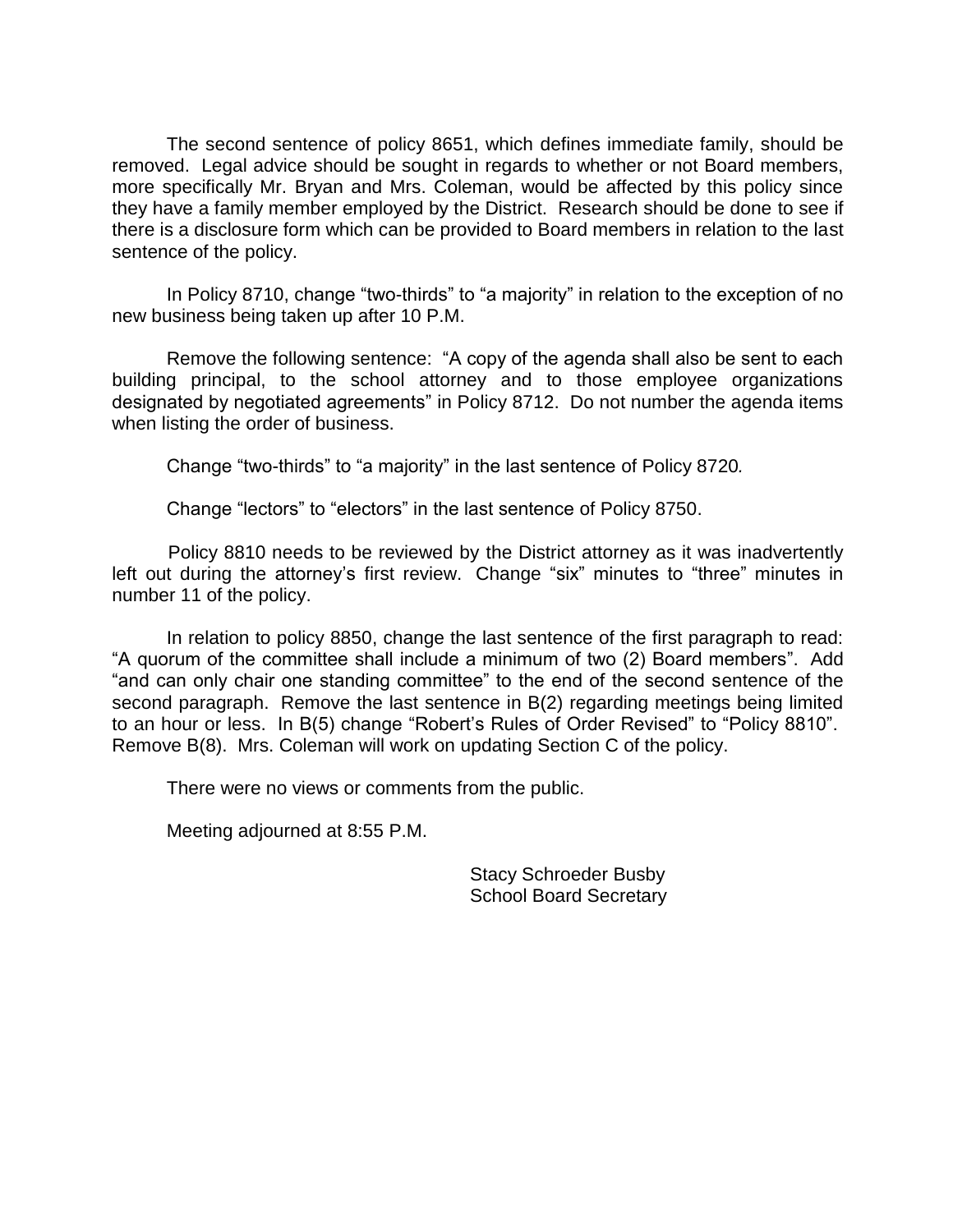The second sentence of policy 8651, which defines immediate family, should be removed. Legal advice should be sought in regards to whether or not Board members, more specifically Mr. Bryan and Mrs. Coleman, would be affected by this policy since they have a family member employed by the District. Research should be done to see if there is a disclosure form which can be provided to Board members in relation to the last sentence of the policy.

In Policy 8710, change "two-thirds" to "a majority" in relation to the exception of no new business being taken up after 10 P.M.

Remove the following sentence: "A copy of the agenda shall also be sent to each building principal, to the school attorney and to those employee organizations designated by negotiated agreements" in Policy 8712. Do not number the agenda items when listing the order of business.

Change "two-thirds" to "a majority" in the last sentence of Policy 8720.

Change "lectors" to "electors" in the last sentence of Policy 8750.

Policy 8810 needs to be reviewed by the District attorney as it was inadvertently left out during the attorney's first review. Change "six" minutes to "three" minutes in number 11 of the policy.

In relation to policy 8850, change the last sentence of the first paragraph to read: "A quorum of the committee shall include a minimum of two (2) Board members". Add "and can only chair one standing committee" to the end of the second sentence of the second paragraph. Remove the last sentence in B(2) regarding meetings being limited to an hour or less. In B(5) change "Robert's Rules of Order Revised" to "Policy 8810". Remove B(8). Mrs. Coleman will work on updating Section C of the policy.

There were no views or comments from the public.

Meeting adjourned at 8:55 P.M.

Stacy Schroeder Busby
School Board Secretary